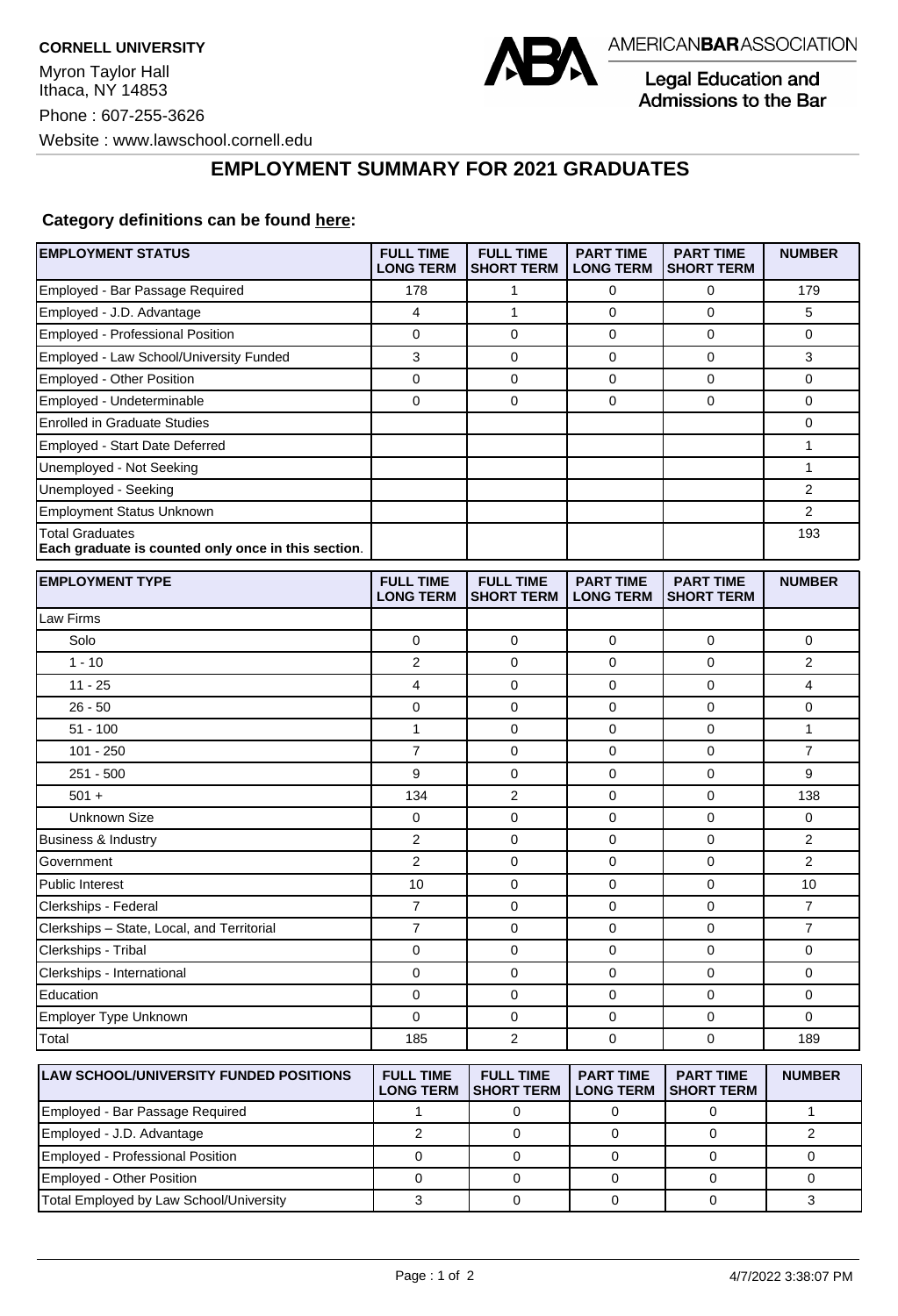**CORNELL UNIVERSITY**

Myron Taylor Hall
Ithaca, NY 14853

Phone : 607-255-3626

Website : www.lawschool.cornell.edu

AMERICAN**BAR**ASSOCIATION

Legal Education and Admissions to the Bar

## EMPLOYMENT SUMMARY FOR 2021 GRADUATES

**Category definitions can be found here:**

| EMPLOYMENT STATUS | FULL TIME LONG TERM | FULL TIME SHORT TERM | PART TIME LONG TERM | PART TIME SHORT TERM | NUMBER |
|---|---|---|---|---|---|
| Employed - Bar Passage Required | 178 | 1 | 0 | 0 | 179 |
| Employed - J.D. Advantage | 4 | 1 | 0 | 0 | 5 |
| Employed - Professional Position | 0 | 0 | 0 | 0 | 0 |
| Employed - Law School/University Funded | 3 | 0 | 0 | 0 | 3 |
| Employed - Other Position | 0 | 0 | 0 | 0 | 0 |
| Employed - Undeterminable | 0 | 0 | 0 | 0 | 0 |
| Enrolled in Graduate Studies | | | | | 0 |
| Employed - Start Date Deferred | | | | | 1 |
| Unemployed - Not Seeking | | | | | 1 |
| Unemployed - Seeking | | | | | 2 |
| Employment Status Unknown | | | | | 2 |
| Total Graduates **Each graduate is counted only once in this section**. | | | | | 193 |

| EMPLOYMENT TYPE | FULL TIME LONG TERM | FULL TIME SHORT TERM | PART TIME LONG TERM | PART TIME SHORT TERM | NUMBER |
|---|---|---|---|---|---|
| Law Firms | | | | | |
| Solo | 0 | 0 | 0 | 0 | 0 |
| 1 - 10 | 2 | 0 | 0 | 0 | 2 |
| 11 - 25 | 4 | 0 | 0 | 0 | 4 |
| 26 - 50 | 0 | 0 | 0 | 0 | 0 |
| 51 - 100 | 1 | 0 | 0 | 0 | 1 |
| 101 - 250 | 7 | 0 | 0 | 0 | 7 |
| 251 - 500 | 9 | 0 | 0 | 0 | 9 |
| 501 + | 134 | 2 | 0 | 0 | 138 |
| Unknown Size | 0 | 0 | 0 | 0 | 0 |
| Business & Industry | 2 | 0 | 0 | 0 | 2 |
| Government | 2 | 0 | 0 | 0 | 2 |
| Public Interest | 10 | 0 | 0 | 0 | 10 |
| Clerkships - Federal | 7 | 0 | 0 | 0 | 7 |
| Clerkships – State, Local, and Territorial | 7 | 0 | 0 | 0 | 7 |
| Clerkships - Tribal | 0 | 0 | 0 | 0 | 0 |
| Clerkships - International | 0 | 0 | 0 | 0 | 0 |
| Education | 0 | 0 | 0 | 0 | 0 |
| Employer Type Unknown | 0 | 0 | 0 | 0 | 0 |
| Total | 185 | 2 | 0 | 0 | 189 |

| LAW SCHOOL/UNIVERSITY FUNDED POSITIONS | FULL TIME LONG TERM | FULL TIME SHORT TERM | PART TIME LONG TERM | PART TIME SHORT TERM | NUMBER |
|---|---|---|---|---|---|
| Employed - Bar Passage Required | 1 | 0 | 0 | 0 | 1 |
| Employed - J.D. Advantage | 2 | 0 | 0 | 0 | 2 |
| Employed - Professional Position | 0 | 0 | 0 | 0 | 0 |
| Employed - Other Position | 0 | 0 | 0 | 0 | 0 |
| Total Employed by Law School/University | 3 | 0 | 0 | 0 | 3 |

4/7/2022 3:38:07 PM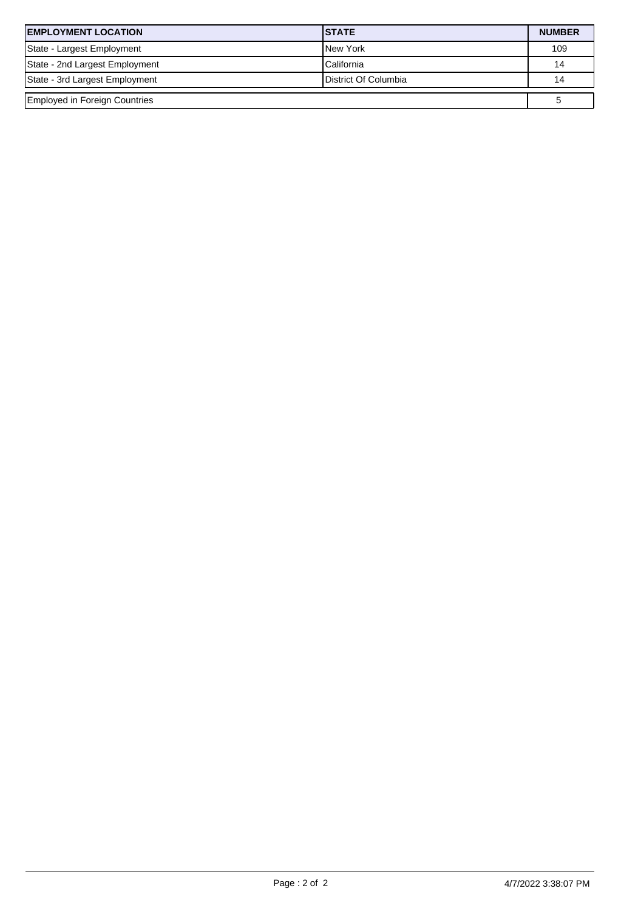| EMPLOYMENT LOCATION | STATE | NUMBER |
|---|---|---|
| State - Largest Employment | New York | 109 |
| State - 2nd Largest Employment | California | 14 |
| State - 3rd Largest Employment | District Of Columbia | 14 |
| Employed in Foreign Countries | | 5 |